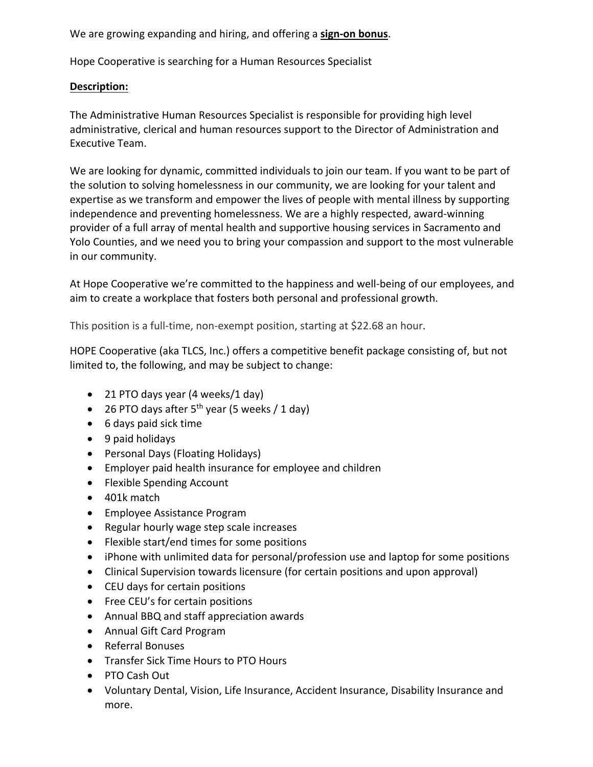We are growing expanding and hiring, and offering a **sign-on bonus**.

Hope Cooperative is searching for a Human Resources Specialist

**Description:**

The Administrative Human Resources Specialist is responsible for providing high level administrative, clerical and human resources support to the Director of Administration and Executive Team.

We are looking for dynamic, committed individuals to join our team. If you want to be part of the solution to solving homelessness in our community, we are looking for your talent and expertise as we transform and empower the lives of people with mental illness by supporting independence and preventing homelessness. We are a highly respected, award-winning provider of a full array of mental health and supportive housing services in Sacramento and Yolo Counties, and we need you to bring your compassion and support to the most vulnerable in our community.

At Hope Cooperative we're committed to the happiness and well-being of our employees, and aim to create a workplace that fosters both personal and professional growth.

This position is a full-time, non-exempt position, starting at $22.68 an hour.

HOPE Cooperative (aka TLCS, Inc.) offers a competitive benefit package consisting of, but not limited to, the following, and may be subject to change:

- 21 PTO days year (4 weeks/1 day)
- 26 PTO days after 5th year (5 weeks / 1 day)
- 6 days paid sick time
- 9 paid holidays
- Personal Days (Floating Holidays)
- Employer paid health insurance for employee and children
- Flexible Spending Account
- 401k match
- Employee Assistance Program
- Regular hourly wage step scale increases
- Flexible start/end times for some positions
- iPhone with unlimited data for personal/profession use and laptop for some positions
- Clinical Supervision towards licensure (for certain positions and upon approval)
- CEU days for certain positions
- Free CEU's for certain positions
- Annual BBQ and staff appreciation awards
- Annual Gift Card Program
- Referral Bonuses
- Transfer Sick Time Hours to PTO Hours
- PTO Cash Out
- Voluntary Dental, Vision, Life Insurance, Accident Insurance, Disability Insurance and more.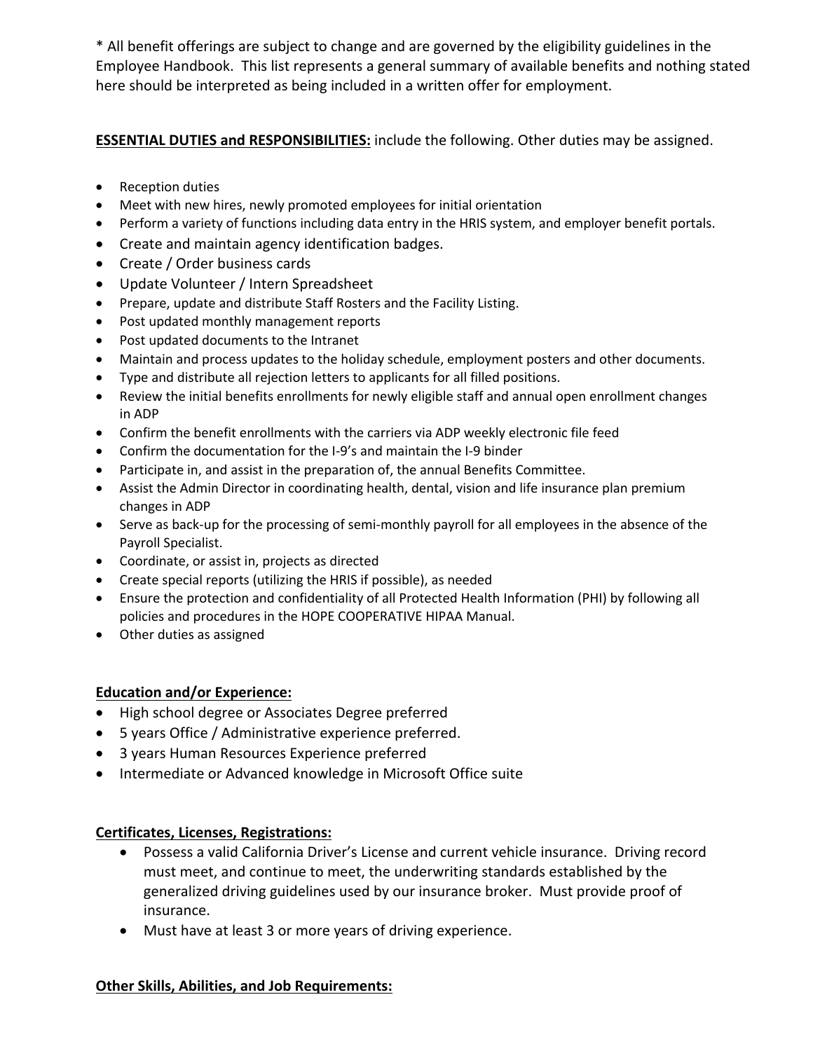* All benefit offerings are subject to change and are governed by the eligibility guidelines in the Employee Handbook. This list represents a general summary of available benefits and nothing stated here should be interpreted as being included in a written offer for employment.

**ESSENTIAL DUTIES and RESPONSIBILITIES:** include the following. Other duties may be assigned.

- Reception duties
- Meet with new hires, newly promoted employees for initial orientation
- Perform a variety of functions including data entry in the HRIS system, and employer benefit portals.
- Create and maintain agency identification badges.
- Create / Order business cards
- Update Volunteer / Intern Spreadsheet
- Prepare, update and distribute Staff Rosters and the Facility Listing.
- Post updated monthly management reports
- Post updated documents to the Intranet
- Maintain and process updates to the holiday schedule, employment posters and other documents.
- Type and distribute all rejection letters to applicants for all filled positions.
- Review the initial benefits enrollments for newly eligible staff and annual open enrollment changes in ADP
- Confirm the benefit enrollments with the carriers via ADP weekly electronic file feed
- Confirm the documentation for the I-9's and maintain the I-9 binder
- Participate in, and assist in the preparation of, the annual Benefits Committee.
- Assist the Admin Director in coordinating health, dental, vision and life insurance plan premium changes in ADP
- Serve as back-up for the processing of semi-monthly payroll for all employees in the absence of the Payroll Specialist.
- Coordinate, or assist in, projects as directed
- Create special reports (utilizing the HRIS if possible), as needed
- Ensure the protection and confidentiality of all Protected Health Information (PHI) by following all policies and procedures in the HOPE COOPERATIVE HIPAA Manual.
- Other duties as assigned

**Education and/or Experience:**

- High school degree or Associates Degree preferred
- 5 years Office / Administrative experience preferred.
- 3 years Human Resources Experience preferred
- Intermediate or Advanced knowledge in Microsoft Office suite

**Certificates, Licenses, Registrations:**

- Possess a valid California Driver's License and current vehicle insurance. Driving record must meet, and continue to meet, the underwriting standards established by the generalized driving guidelines used by our insurance broker. Must provide proof of insurance.
- Must have at least 3 or more years of driving experience.

**Other Skills, Abilities, and Job Requirements:**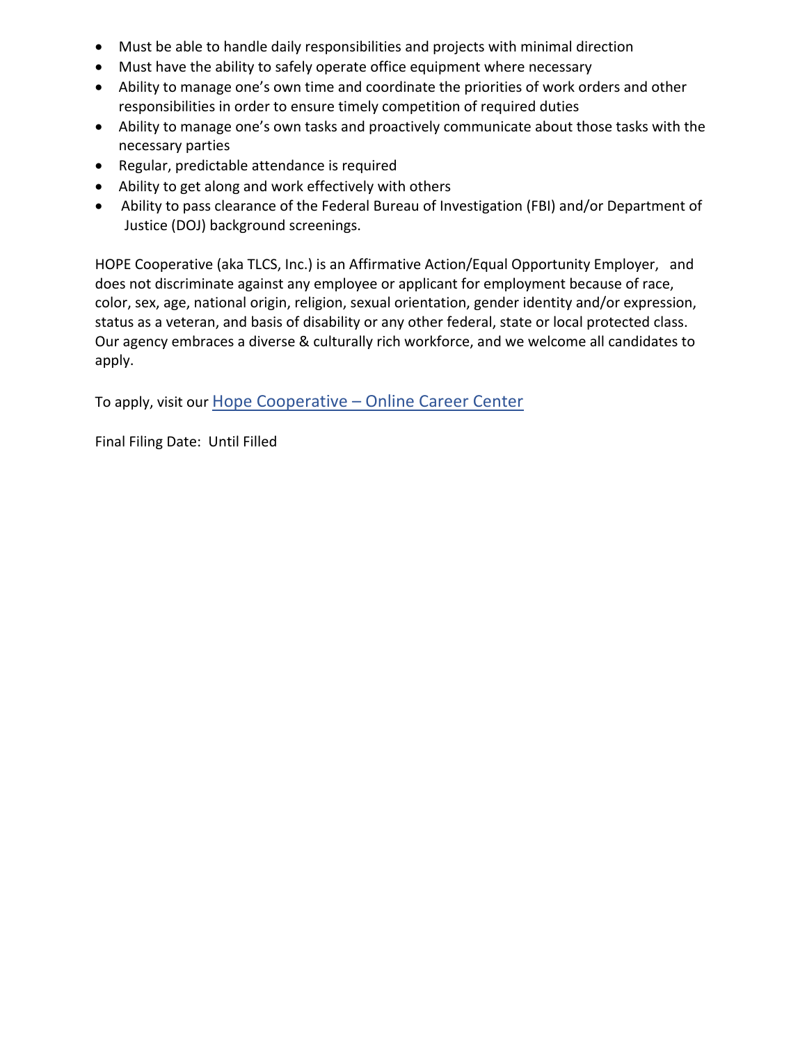- Must be able to handle daily responsibilities and projects with minimal direction
- Must have the ability to safely operate office equipment where necessary
- Ability to manage one's own time and coordinate the priorities of work orders and other responsibilities in order to ensure timely competition of required duties
- Ability to manage one's own tasks and proactively communicate about those tasks with the necessary parties
- Regular, predictable attendance is required
- Ability to get along and work effectively with others
- Ability to pass clearance of the Federal Bureau of Investigation (FBI) and/or Department of Justice (DOJ) background screenings.

HOPE Cooperative (aka TLCS, Inc.) is an Affirmative Action/Equal Opportunity Employer, and does not discriminate against any employee or applicant for employment because of race, color, sex, age, national origin, religion, sexual orientation, gender identity and/or expression, status as a veteran, and basis of disability or any other federal, state or local protected class. Our agency embraces a diverse & culturally rich workforce, and we welcome all candidates to apply.

To apply, visit our Hope Cooperative – Online Career Center

Final Filing Date: Until Filled